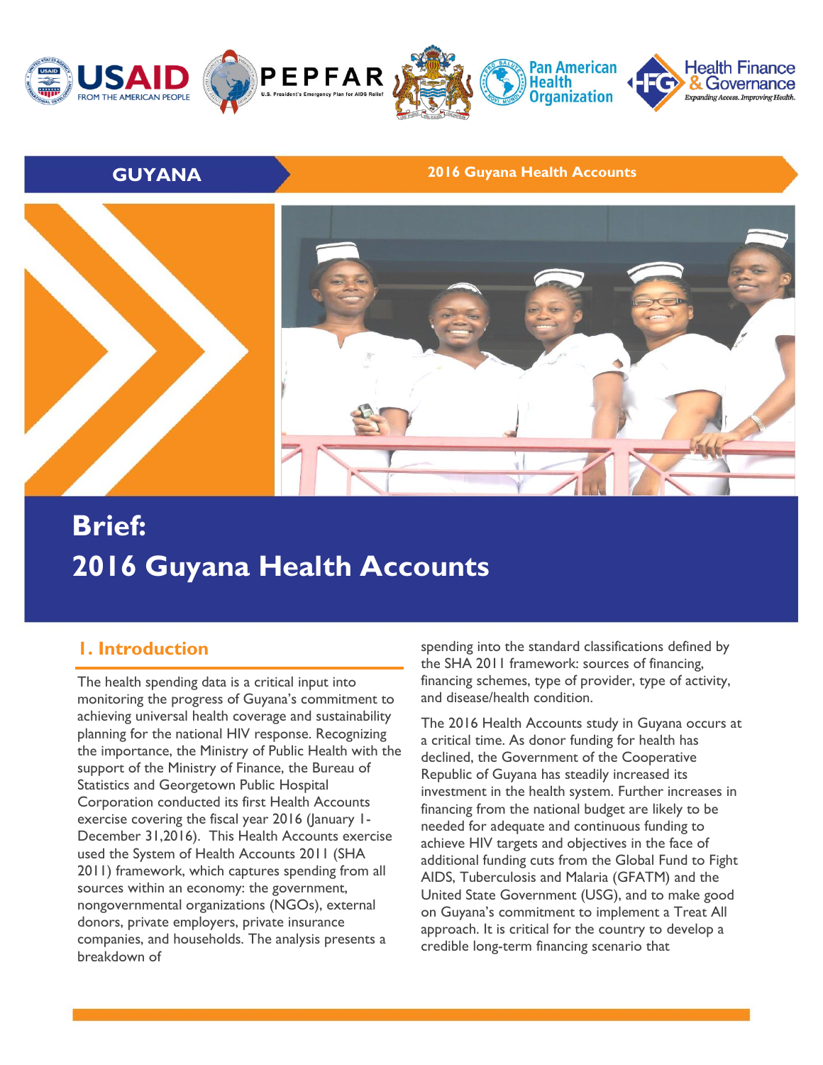GUYANA

2016 Guyana Health Accounts

# Brief: 2016 Guyana Health Accounts

## 1. Introduction

The health spending data is a critical input into monitoring the progress of Guyana's commitment to achieving universal health coverage and sustainability planning for the national HIV response. Recognizing the importance, the Ministry of Public Health with the support of the Ministry of Finance, the Bureau of Statistics and Georgetown Public Hospital Corporation conducted its first Health Accounts exercise covering the fiscal year 2016 (January 1-December 31,2016). This Health Accounts exercise used the System of Health Accounts 2011 (SHA 2011) framework, which captures spending from all sources within an economy: the government, nongovernmental organizations (NGOs), external donors, private employers, private insurance companies, and households. The analysis presents a breakdown of spending into the standard classifications defined by the SHA 2011 framework: sources of financing, financing schemes, type of provider, type of activity, and disease/health condition.

The 2016 Health Accounts study in Guyana occurs at a critical time. As donor funding for health has declined, the Government of the Cooperative Republic of Guyana has steadily increased its investment in the health system. Further increases in financing from the national budget are likely to be needed for adequate and continuous funding to achieve HIV targets and objectives in the face of additional funding cuts from the Global Fund to Fight AIDS, Tuberculosis and Malaria (GFATM) and the United State Government (USG), and to make good on Guyana's commitment to implement a Treat All approach. It is critical for the country to develop a credible long-term financing scenario that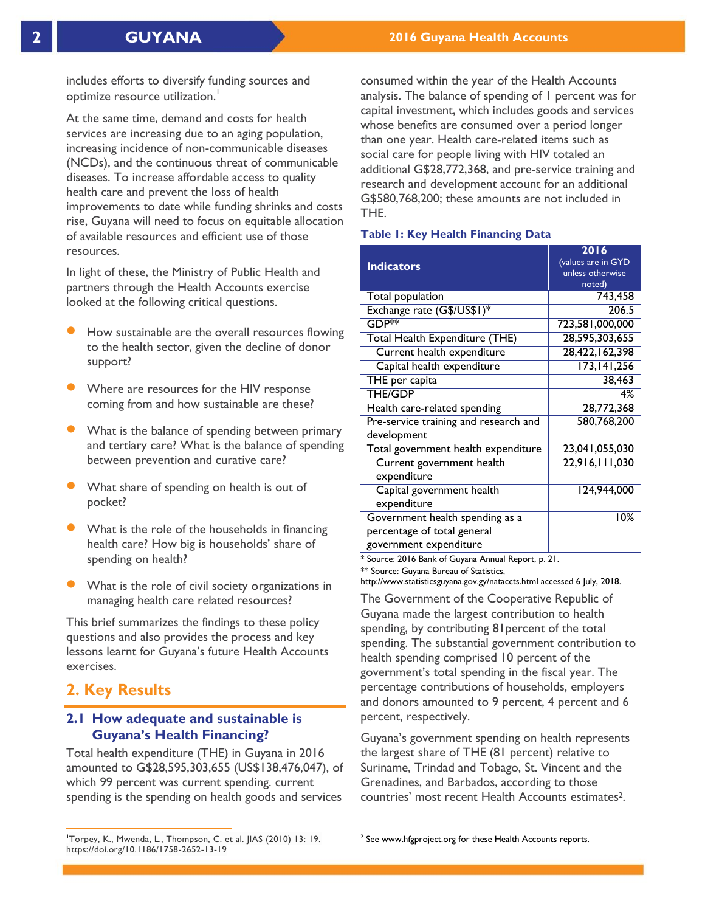includes efforts to diversify funding sources and optimize resource utilization.[1]

At the same time, demand and costs for health services are increasing due to an aging population, increasing incidence of non-communicable diseases (NCDs), and the continuous threat of communicable diseases. To increase affordable access to quality health care and prevent the loss of health improvements to date while funding shrinks and costs rise, Guyana will need to focus on equitable allocation of available resources and efficient use of those resources.

In light of these, the Ministry of Public Health and partners through the Health Accounts exercise looked at the following critical questions.

- How sustainable are the overall resources flowing to the health sector, given the decline of donor support?
- Where are resources for the HIV response coming from and how sustainable are these?
- What is the balance of spending between primary and tertiary care? What is the balance of spending between prevention and curative care?
- What share of spending on health is out of pocket?
- What is the role of the households in financing health care? How big is households' share of spending on health?
- What is the role of civil society organizations in managing health care related resources?

This brief summarizes the findings to these policy questions and also provides the process and key lessons learnt for Guyana's future Health Accounts exercises.

## 2. Key Results

### 2.1 How adequate and sustainable is Guyana's Health Financing?

Total health expenditure (THE) in Guyana in 2016 amounted to G$28,595,303,655 (US$138,476,047), of which 99 percent was current spending. current spending is the spending on health goods and services consumed within the year of the Health Accounts analysis. The balance of spending of 1 percent was for capital investment, which includes goods and services whose benefits are consumed over a period longer than one year. Health care-related items such as social care for people living with HIV totaled an additional G$28,772,368, and pre-service training and research and development account for an additional G$580,768,200; these amounts are not included in THE.

**Table 1: Key Health Financing Data**

| Indicators | 2016 (values are in GYD unless otherwise noted) |
|---|---|
| Total population | 743,458 |
| Exchange rate (G$/US$1)* | 206.5 |
| GDP** | 723,581,000,000 |
| Total Health Expenditure (THE) | 28,595,303,655 |
| Current health expenditure | 28,422,162,398 |
| Capital health expenditure | 173,141,256 |
| THE per capita | 38,463 |
| THE/GDP | 4% |
| Health care-related spending | 28,772,368 |
| Pre-service training and research and development | 580,768,200 |
| Total government health expenditure | 23,041,055,030 |
| Current government health expenditure | 22,916,111,030 |
| Capital government health expenditure | 124,944,000 |
| Government health spending as a percentage of total general government expenditure | 10% |

* Source: 2016 Bank of Guyana Annual Report, p. 21.
** Source: Guyana Bureau of Statistics, http://www.statisticsguyana.gov.gy/nataccts.html accessed 6 July, 2018.

The Government of the Cooperative Republic of Guyana made the largest contribution to health spending, by contributing 81percent of the total spending. The substantial government contribution to health spending comprised 10 percent of the government's total spending in the fiscal year. The percentage contributions of households, employers and donors amounted to 9 percent, 4 percent and 6 percent, respectively.

Guyana's government spending on health represents the largest share of THE (81 percent) relative to Suriname, Trindad and Tobago, St. Vincent and the Grenadines, and Barbados, according to those countries' most recent Health Accounts estimates[2].

[1] Torpey, K., Mwenda, L., Thompson, C. et al. JIAS (2010) 13: 19. https://doi.org/10.1186/1758-2652-13-19

[2] See www.hfgproject.org for these Health Accounts reports.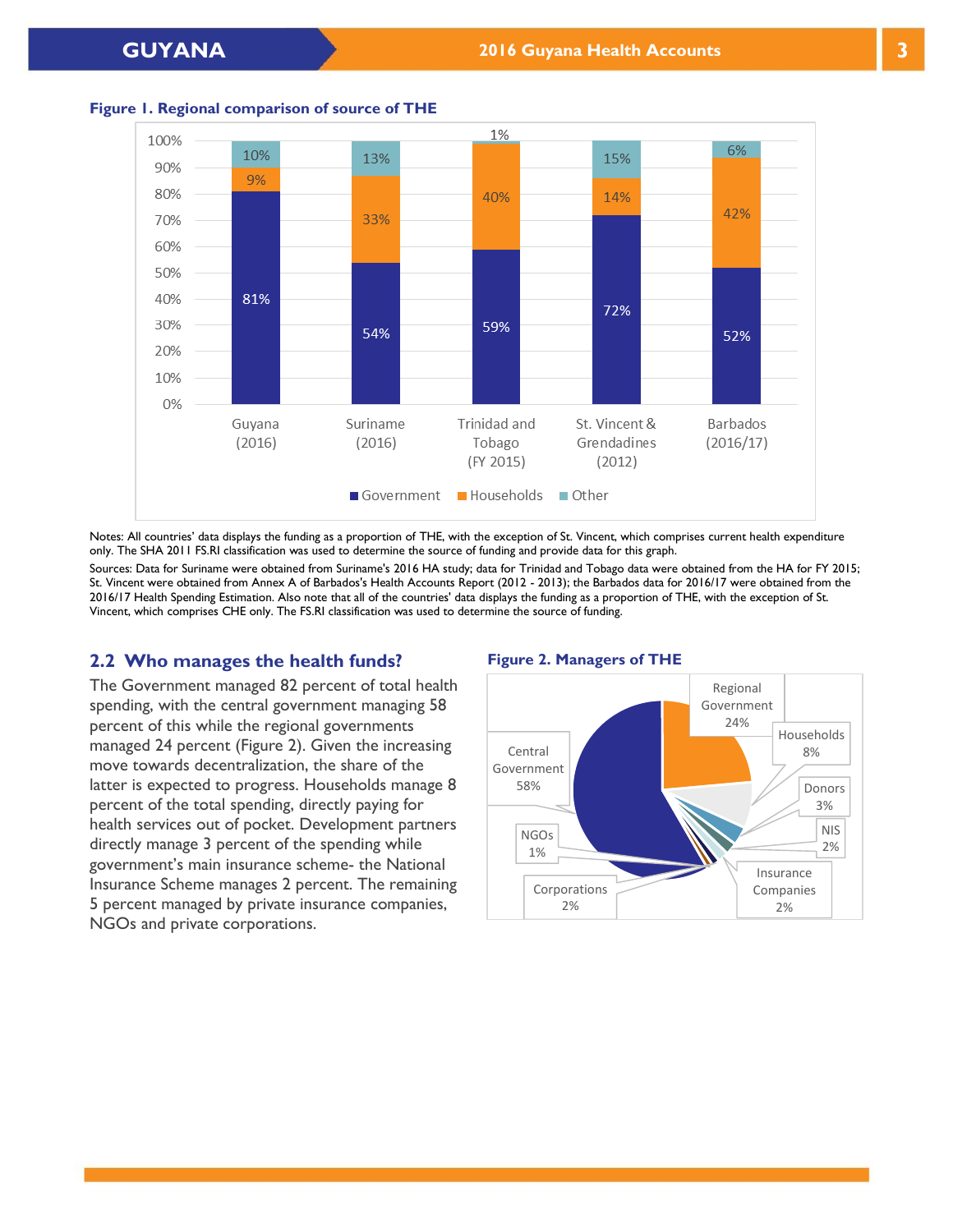**Figure 1. Regional comparison of source of THE**

| | Guyana (2016) | Suriname (2016) | Trinidad and Tobago (FY 2015) | St. Vincent & Grendadines (2012) | Barbados (2016/17) |
|---|---|---|---|---|---|
| Government | 81% | 54% | 59% | 72% | 52% |
| Households | 9% | 33% | 40% | 14% | 42% |
| Other | 10% | 13% | 1% | 15% | 6% |

Notes: All countries' data displays the funding as a proportion of THE, with the exception of St. Vincent, which comprises current health expenditure only. The SHA 2011 FS.RI classification was used to determine the source of funding and provide data for this graph.

Sources: Data for Suriname were obtained from Suriname's 2016 HA study; data for Trinidad and Tobago data were obtained from the HA for FY 2015; St. Vincent were obtained from Annex A of Barbados's Health Accounts Report (2012 - 2013); the Barbados data for 2016/17 were obtained from the 2016/17 Health Spending Estimation. Also note that all of the countries' data displays the funding as a proportion of THE, with the exception of St. Vincent, which comprises CHE only. The FS.RI classification was used to determine the source of funding.

## 2.2 Who manages the health funds?

The Government managed 82 percent of total health spending, with the central government managing 58 percent of this while the regional governments managed 24 percent (Figure 2). Given the increasing move towards decentralization, the share of the latter is expected to progress. Households manage 8 percent of the total spending, directly paying for health services out of pocket. Development partners directly manage 3 percent of the spending while government's main insurance scheme- the National Insurance Scheme manages 2 percent. The remaining 5 percent managed by private insurance companies, NGOs and private corporations.

**Figure 2. Managers of THE**

| Manager | Share |
|---|---|
| Central Government | 58% |
| Regional Government | 24% |
| Households | 8% |
| Donors | 3% |
| NIS | 2% |
| Insurance Companies | 2% |
| Corporations | 2% |
| NGOs | 1% |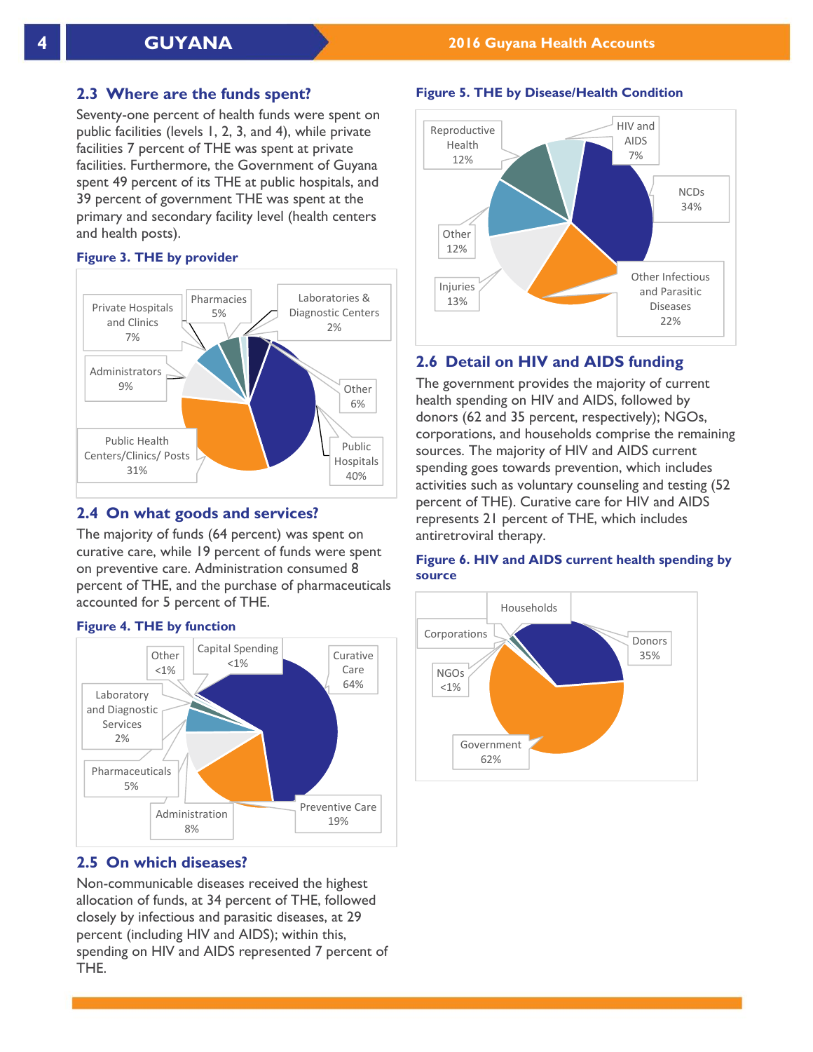## 2.3 Where are the funds spent?

Seventy-one percent of health funds were spent on public facilities (levels 1, 2, 3, and 4), while private facilities 7 percent of THE was spent at private facilities. Furthermore, the Government of Guyana spent 49 percent of its THE at public hospitals, and 39 percent of government THE was spent at the primary and secondary facility level (health centers and health posts).

**Figure 3. THE by provider**

Private Hospitals and Clinics 7%
Pharmacies 5%
Laboratories & Diagnostic Centers 2%
Administrators 9%
Other 6%
Public Health Centers/Clinics/ Posts 31%
Public Hospitals 40%

## 2.4 On what goods and services?

The majority of funds (64 percent) was spent on curative care, while 19 percent of funds were spent on preventive care. Administration consumed 8 percent of THE, and the purchase of pharmaceuticals accounted for 5 percent of THE.

**Figure 4. THE by function**

Other <1%
Capital Spending <1%
Curative Care 64%
Laboratory and Diagnostic Services 2%
Pharmaceuticals 5%
Administration 8%
Preventive Care 19%

## 2.5 On which diseases?

Non-communicable diseases received the highest allocation of funds, at 34 percent of THE, followed closely by infectious and parasitic diseases, at 29 percent (including HIV and AIDS); within this, spending on HIV and AIDS represented 7 percent of THE.

**Figure 5. THE by Disease/Health Condition**

Reproductive Health 12%
HIV and AIDS 7%
NCDs 34%
Other 12%
Injuries 13%
Other Infectious and Parasitic Diseases 22%

## 2.6 Detail on HIV and AIDS funding

The government provides the majority of current health spending on HIV and AIDS, followed by donors (62 and 35 percent, respectively); NGOs, corporations, and households comprise the remaining sources. The majority of HIV and AIDS current spending goes towards prevention, which includes activities such as voluntary counseling and testing (52 percent of THE). Curative care for HIV and AIDS represents 21 percent of THE, which includes antiretroviral therapy.

**Figure 6. HIV and AIDS current health spending by source**

Households
Corporations
Donors 35%
NGOs <1%
Government 62%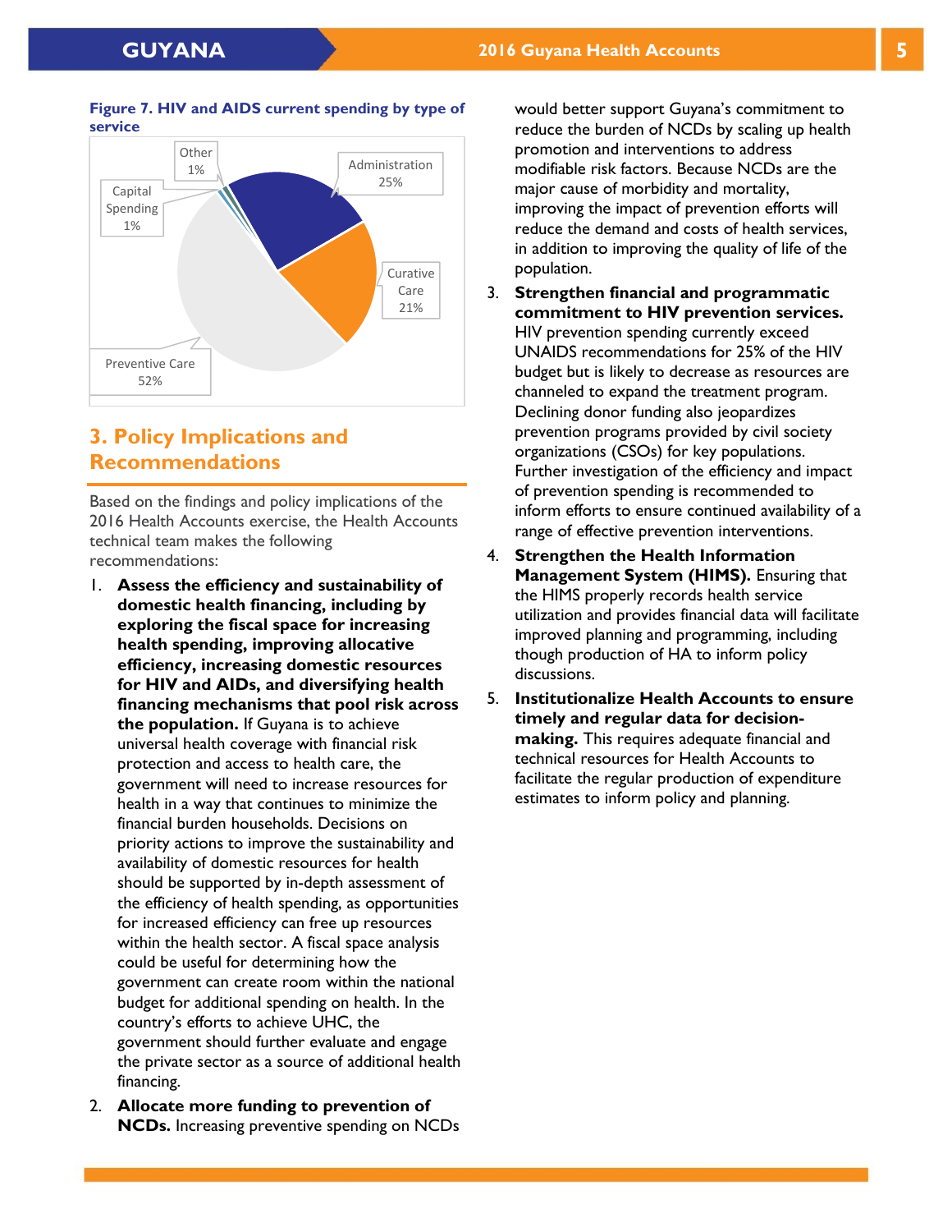**Figure 7. HIV and AIDS current spending by type of service**

Other 1%
Administration 25%
Capital Spending 1%
Curative Care 21%
Preventive Care 52%

## 3. Policy Implications and Recommendations

Based on the findings and policy implications of the 2016 Health Accounts exercise, the Health Accounts technical team makes the following recommendations:

1. **Assess the efficiency and sustainability of domestic health financing, including by exploring the fiscal space for increasing health spending, improving allocative efficiency, increasing domestic resources for HIV and AIDs, and diversifying health financing mechanisms that pool risk across the population.** If Guyana is to achieve universal health coverage with financial risk protection and access to health care, the government will need to increase resources for health in a way that continues to minimize the financial burden households. Decisions on priority actions to improve the sustainability and availability of domestic resources for health should be supported by in-depth assessment of the efficiency of health spending, as opportunities for increased efficiency can free up resources within the health sector. A fiscal space analysis could be useful for determining how the government can create room within the national budget for additional spending on health. In the country's efforts to achieve UHC, the government should further evaluate and engage the private sector as a source of additional health financing.
2. **Allocate more funding to prevention of NCDs.** Increasing preventive spending on NCDs would better support Guyana's commitment to reduce the burden of NCDs by scaling up health promotion and interventions to address modifiable risk factors. Because NCDs are the major cause of morbidity and mortality, improving the impact of prevention efforts will reduce the demand and costs of health services, in addition to improving the quality of life of the population.
3. **Strengthen financial and programmatic commitment to HIV prevention services.** HIV prevention spending currently exceed UNAIDS recommendations for 25% of the HIV budget but is likely to decrease as resources are channeled to expand the treatment program. Declining donor funding also jeopardizes prevention programs provided by civil society organizations (CSOs) for key populations. Further investigation of the efficiency and impact of prevention spending is recommended to inform efforts to ensure continued availability of a range of effective prevention interventions.
4. **Strengthen the Health Information Management System (HIMS).** Ensuring that the HIMS properly records health service utilization and provides financial data will facilitate improved planning and programming, including though production of HA to inform policy discussions.
5. **Institutionalize Health Accounts to ensure timely and regular data for decision-making.** This requires adequate financial and technical resources for Health Accounts to facilitate the regular production of expenditure estimates to inform policy and planning.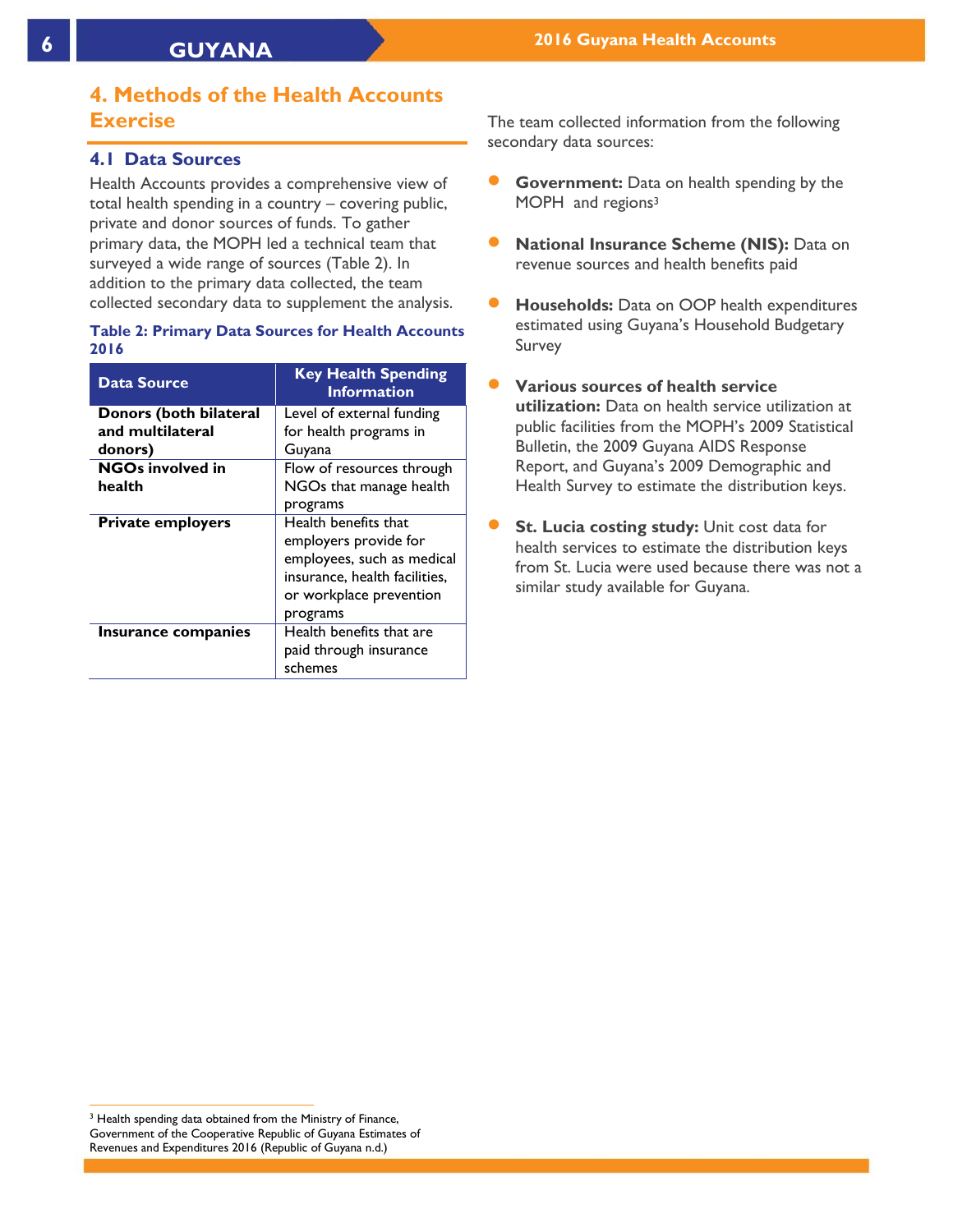## 4. Methods of the Health Accounts Exercise

### 4.1 Data Sources

Health Accounts provides a comprehensive view of total health spending in a country – covering public, private and donor sources of funds. To gather primary data, the MOPH led a technical team that surveyed a wide range of sources (Table 2). In addition to the primary data collected, the team collected secondary data to supplement the analysis.

**Table 2: Primary Data Sources for Health Accounts 2016**

| Data Source | Key Health Spending Information |
|---|---|
| **Donors (both bilateral and multilateral donors)** | Level of external funding for health programs in Guyana |
| **NGOs involved in health** | Flow of resources through NGOs that manage health programs |
| **Private employers** | Health benefits that employers provide for employees, such as medical insurance, health facilities, or workplace prevention programs |
| **Insurance companies** | Health benefits that are paid through insurance schemes |

The team collected information from the following secondary data sources:

- **Government:** Data on health spending by the MOPH and regions[3]
- **National Insurance Scheme (NIS):** Data on revenue sources and health benefits paid
- **Households:** Data on OOP health expenditures estimated using Guyana's Household Budgetary Survey
- **Various sources of health service utilization:** Data on health service utilization at public facilities from the MOPH's 2009 Statistical Bulletin, the 2009 Guyana AIDS Response Report, and Guyana's 2009 Demographic and Health Survey to estimate the distribution keys.
- **St. Lucia costing study:** Unit cost data for health services to estimate the distribution keys from St. Lucia were used because there was not a similar study available for Guyana.

[3] Health spending data obtained from the Ministry of Finance, Government of the Cooperative Republic of Guyana Estimates of Revenues and Expenditures 2016 (Republic of Guyana n.d.)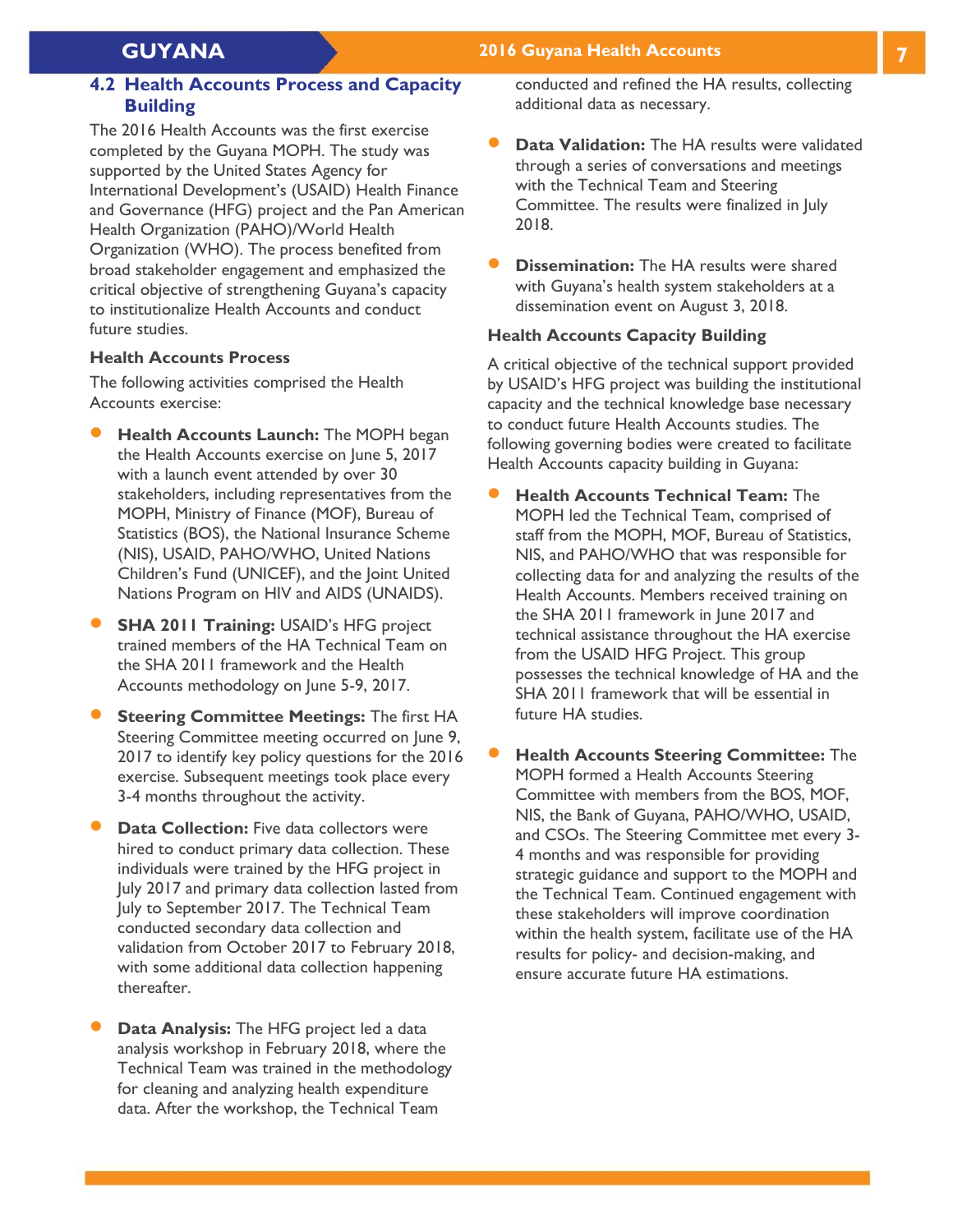## 4.2 Health Accounts Process and Capacity Building

The 2016 Health Accounts was the first exercise completed by the Guyana MOPH. The study was supported by the United States Agency for International Development's (USAID) Health Finance and Governance (HFG) project and the Pan American Health Organization (PAHO)/World Health Organization (WHO). The process benefited from broad stakeholder engagement and emphasized the critical objective of strengthening Guyana's capacity to institutionalize Health Accounts and conduct future studies.

### Health Accounts Process

The following activities comprised the Health Accounts exercise:

- **Health Accounts Launch:** The MOPH began the Health Accounts exercise on June 5, 2017 with a launch event attended by over 30 stakeholders, including representatives from the MOPH, Ministry of Finance (MOF), Bureau of Statistics (BOS), the National Insurance Scheme (NIS), USAID, PAHO/WHO, United Nations Children's Fund (UNICEF), and the Joint United Nations Program on HIV and AIDS (UNAIDS).
- **SHA 2011 Training:** USAID's HFG project trained members of the HA Technical Team on the SHA 2011 framework and the Health Accounts methodology on June 5-9, 2017.
- **Steering Committee Meetings:** The first HA Steering Committee meeting occurred on June 9, 2017 to identify key policy questions for the 2016 exercise. Subsequent meetings took place every 3-4 months throughout the activity.
- **Data Collection:** Five data collectors were hired to conduct primary data collection. These individuals were trained by the HFG project in July 2017 and primary data collection lasted from July to September 2017. The Technical Team conducted secondary data collection and validation from October 2017 to February 2018, with some additional data collection happening thereafter.
- **Data Analysis:** The HFG project led a data analysis workshop in February 2018, where the Technical Team was trained in the methodology for cleaning and analyzing health expenditure data. After the workshop, the Technical Team conducted and refined the HA results, collecting additional data as necessary.
- **Data Validation:** The HA results were validated through a series of conversations and meetings with the Technical Team and Steering Committee. The results were finalized in July 2018.
- **Dissemination:** The HA results were shared with Guyana's health system stakeholders at a dissemination event on August 3, 2018.

### Health Accounts Capacity Building

A critical objective of the technical support provided by USAID's HFG project was building the institutional capacity and the technical knowledge base necessary to conduct future Health Accounts studies. The following governing bodies were created to facilitate Health Accounts capacity building in Guyana:

- **Health Accounts Technical Team:** The MOPH led the Technical Team, comprised of staff from the MOPH, MOF, Bureau of Statistics, NIS, and PAHO/WHO that was responsible for collecting data for and analyzing the results of the Health Accounts. Members received training on the SHA 2011 framework in June 2017 and technical assistance throughout the HA exercise from the USAID HFG Project. This group possesses the technical knowledge of HA and the SHA 2011 framework that will be essential in future HA studies.
- **Health Accounts Steering Committee:** The MOPH formed a Health Accounts Steering Committee with members from the BOS, MOF, NIS, the Bank of Guyana, PAHO/WHO, USAID, and CSOs. The Steering Committee met every 3-4 months and was responsible for providing strategic guidance and support to the MOPH and the Technical Team. Continued engagement with these stakeholders will improve coordination within the health system, facilitate use of the HA results for policy- and decision-making, and ensure accurate future HA estimations.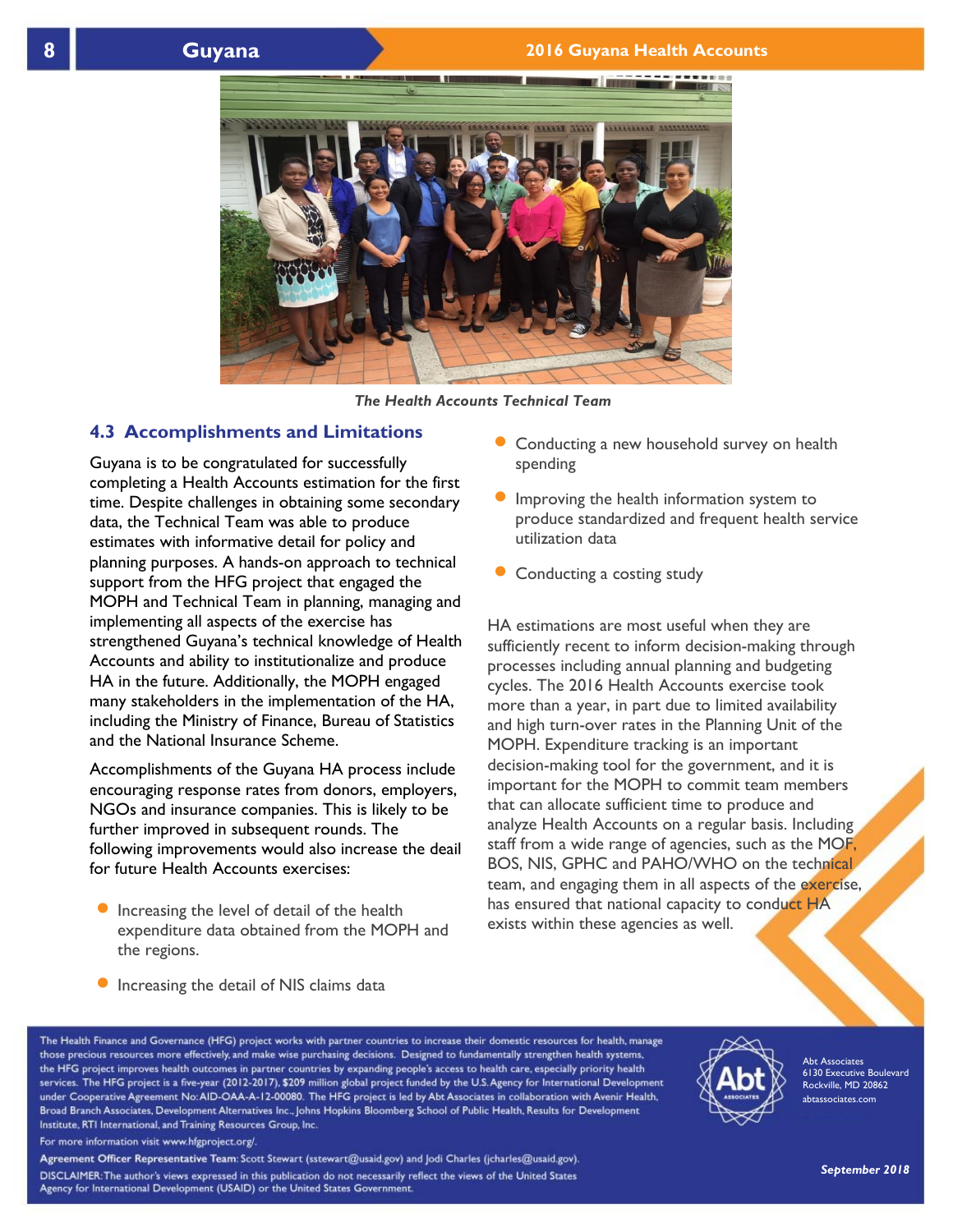*The Health Accounts Technical Team*

### 4.3 Accomplishments and Limitations

Guyana is to be congratulated for successfully completing a Health Accounts estimation for the first time. Despite challenges in obtaining some secondary data, the Technical Team was able to produce estimates with informative detail for policy and planning purposes. A hands-on approach to technical support from the HFG project that engaged the MOPH and Technical Team in planning, managing and implementing all aspects of the exercise has strengthened Guyana's technical knowledge of Health Accounts and ability to institutionalize and produce HA in the future. Additionally, the MOPH engaged many stakeholders in the implementation of the HA, including the Ministry of Finance, Bureau of Statistics and the National Insurance Scheme.

Accomplishments of the Guyana HA process include encouraging response rates from donors, employers, NGOs and insurance companies. This is likely to be further improved in subsequent rounds. The following improvements would also increase the deail for future Health Accounts exercises:

- Increasing the level of detail of the health expenditure data obtained from the MOPH and the regions.
- Increasing the detail of NIS claims data
- Conducting a new household survey on health spending
- Improving the health information system to produce standardized and frequent health service utilization data
- Conducting a costing study

HA estimations are most useful when they are sufficiently recent to inform decision-making through processes including annual planning and budgeting cycles. The 2016 Health Accounts exercise took more than a year, in part due to limited availability and high turn-over rates in the Planning Unit of the MOPH. Expenditure tracking is an important decision-making tool for the government, and it is important for the MOPH to commit team members that can allocate sufficient time to produce and analyze Health Accounts on a regular basis. Including staff from a wide range of agencies, such as the MOF, BOS, NIS, GPHC and PAHO/WHO on the technical team, and engaging them in all aspects of the exercise, has ensured that national capacity to conduct HA exists within these agencies as well.

The Health Finance and Governance (HFG) project works with partner countries to increase their domestic resources for health, manage those precious resources more effectively, and make wise purchasing decisions. Designed to fundamentally strengthen health systems, the HFG project improves health outcomes in partner countries by expanding people's access to health care, especially priority health services. The HFG project is a five-year (2012-2017), $209 million global project funded by the U.S. Agency for International Development under Cooperative Agreement No: AID-OAA-A-12-00080. The HFG project is led by Abt Associates in collaboration with Avenir Health, Broad Branch Associates, Development Alternatives Inc., Johns Hopkins Bloomberg School of Public Health, Results for Development Institute, RTI International, and Training Resources Group, Inc.

For more information visit www.hfgproject.org/.

**Agreement Officer Representative Team:** Scott Stewart (sstewart@usaid.gov) and Jodi Charles (jcharles@usaid.gov).

DISCLAIMER: The author's views expressed in this publication do not necessarily reflect the views of the United States Agency for International Development (USAID) or the United States Government.

Abt Associates
6130 Executive Boulevard
Rockville, MD 20862
abtassociates.com

*September 2018*